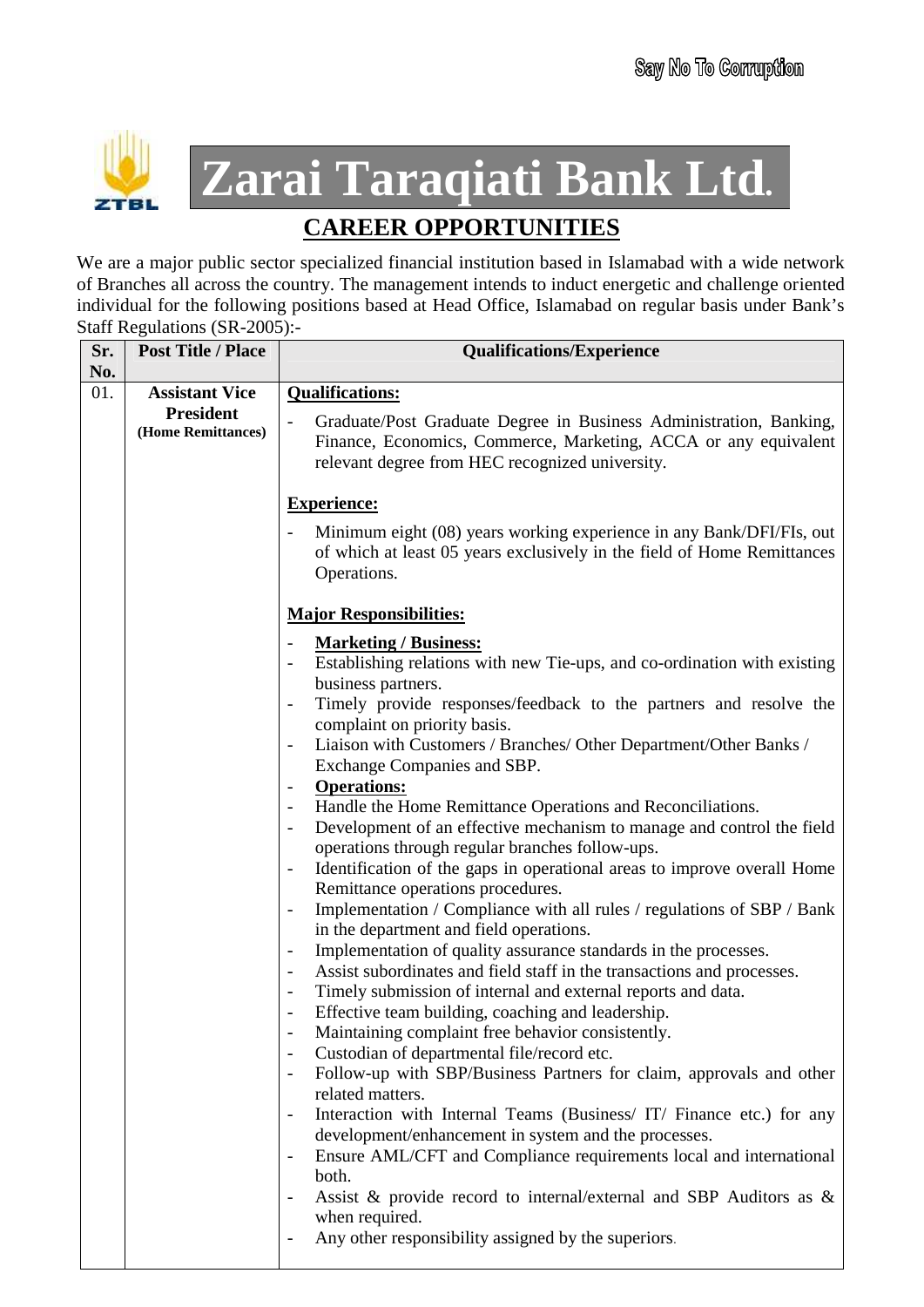Say No To Corruption

# Zarai Taraqiati Bank Ltd.

## CAREER OPPORTUNITIES

We are a major public sector specialized financial institution based in Islamabad with a wide network of Branches all across the country. The management intends to induct energetic and challenge oriented individual for the following positions based at Head Office, Islamabad on regular basis under Bank's Staff Regulations (SR-2005):-

| Sr. No. | Post Title / Place | Qualifications/Experience |
|---|---|---|
| 01. | **Assistant Vice President** **(Home Remittances)** | **Qualifications:**<br>- Graduate/Post Graduate Degree in Business Administration, Banking, Finance, Economics, Commerce, Marketing, ACCA or any equivalent relevant degree from HEC recognized university.<br><br>**Experience:**<br>- Minimum eight (08) years working experience in any Bank/DFI/FIs, out of which at least 05 years exclusively in the field of Home Remittances Operations.<br><br>**Major Responsibilities:**<br>- **Marketing / Business:**<br>- Establishing relations with new Tie-ups, and co-ordination with existing business partners.<br>- Timely provide responses/feedback to the partners and resolve the complaint on priority basis.<br>- Liaison with Customers / Branches/ Other Department/Other Banks / Exchange Companies and SBP.<br>- **Operations:**<br>- Handle the Home Remittance Operations and Reconciliations.<br>- Development of an effective mechanism to manage and control the field operations through regular branches follow-ups.<br>- Identification of the gaps in operational areas to improve overall Home Remittance operations procedures.<br>- Implementation / Compliance with all rules / regulations of SBP / Bank in the department and field operations.<br>- Implementation of quality assurance standards in the processes.<br>- Assist subordinates and field staff in the transactions and processes.<br>- Timely submission of internal and external reports and data.<br>- Effective team building, coaching and leadership.<br>- Maintaining complaint free behavior consistently.<br>- Custodian of departmental file/record etc.<br>- Follow-up with SBP/Business Partners for claim, approvals and other related matters.<br>- Interaction with Internal Teams (Business/ IT/ Finance etc.) for any development/enhancement in system and the processes.<br>- Ensure AML/CFT and Compliance requirements local and international both.<br>- Assist & provide record to internal/external and SBP Auditors as & when required.<br>- Any other responsibility assigned by the superiors. |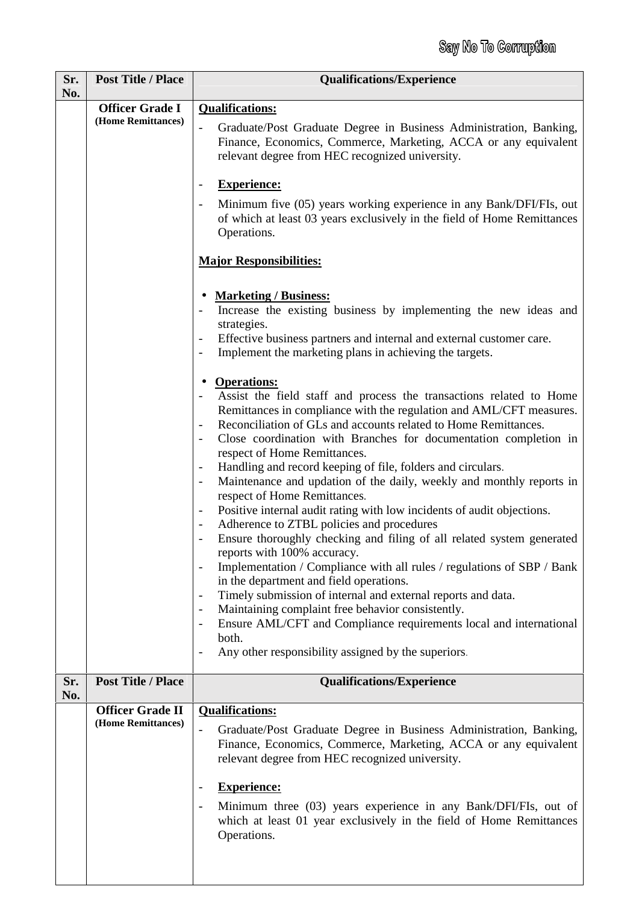Say No To Corruption

| Sr. No. | Post Title / Place | Qualifications/Experience |
|---|---|---|
| | **Officer Grade I** **(Home Remittances)** | **Qualifications:**<br>- Graduate/Post Graduate Degree in Business Administration, Banking, Finance, Economics, Commerce, Marketing, ACCA or any equivalent relevant degree from HEC recognized university.<br><br>- **Experience:**<br>- Minimum five (05) years working experience in any Bank/DFI/FIs, out of which at least 03 years exclusively in the field of Home Remittances Operations.<br><br>**Major Responsibilities:**<br><br>• **Marketing / Business:**<br>- Increase the existing business by implementing the new ideas and strategies.<br>- Effective business partners and internal and external customer care.<br>- Implement the marketing plans in achieving the targets.<br><br>• **Operations:**<br>- Assist the field staff and process the transactions related to Home Remittances in compliance with the regulation and AML/CFT measures.<br>- Reconciliation of GLs and accounts related to Home Remittances.<br>- Close coordination with Branches for documentation completion in respect of Home Remittances.<br>- Handling and record keeping of file, folders and circulars.<br>- Maintenance and updation of the daily, weekly and monthly reports in respect of Home Remittances.<br>- Positive internal audit rating with low incidents of audit objections.<br>- Adherence to ZTBL policies and procedures<br>- Ensure thoroughly checking and filing of all related system generated reports with 100% accuracy.<br>- Implementation / Compliance with all rules / regulations of SBP / Bank in the department and field operations.<br>- Timely submission of internal and external reports and data.<br>- Maintaining complaint free behavior consistently.<br>- Ensure AML/CFT and Compliance requirements local and international both.<br>- Any other responsibility assigned by the superiors. |

| Sr. No. | Post Title / Place | Qualifications/Experience |
|---|---|---|
| | **Officer Grade II** **(Home Remittances)** | **Qualifications:**<br>- Graduate/Post Graduate Degree in Business Administration, Banking, Finance, Economics, Commerce, Marketing, ACCA or any equivalent relevant degree from HEC recognized university.<br><br>- **Experience:**<br>- Minimum three (03) years experience in any Bank/DFI/FIs, out of which at least 01 year exclusively in the field of Home Remittances Operations. |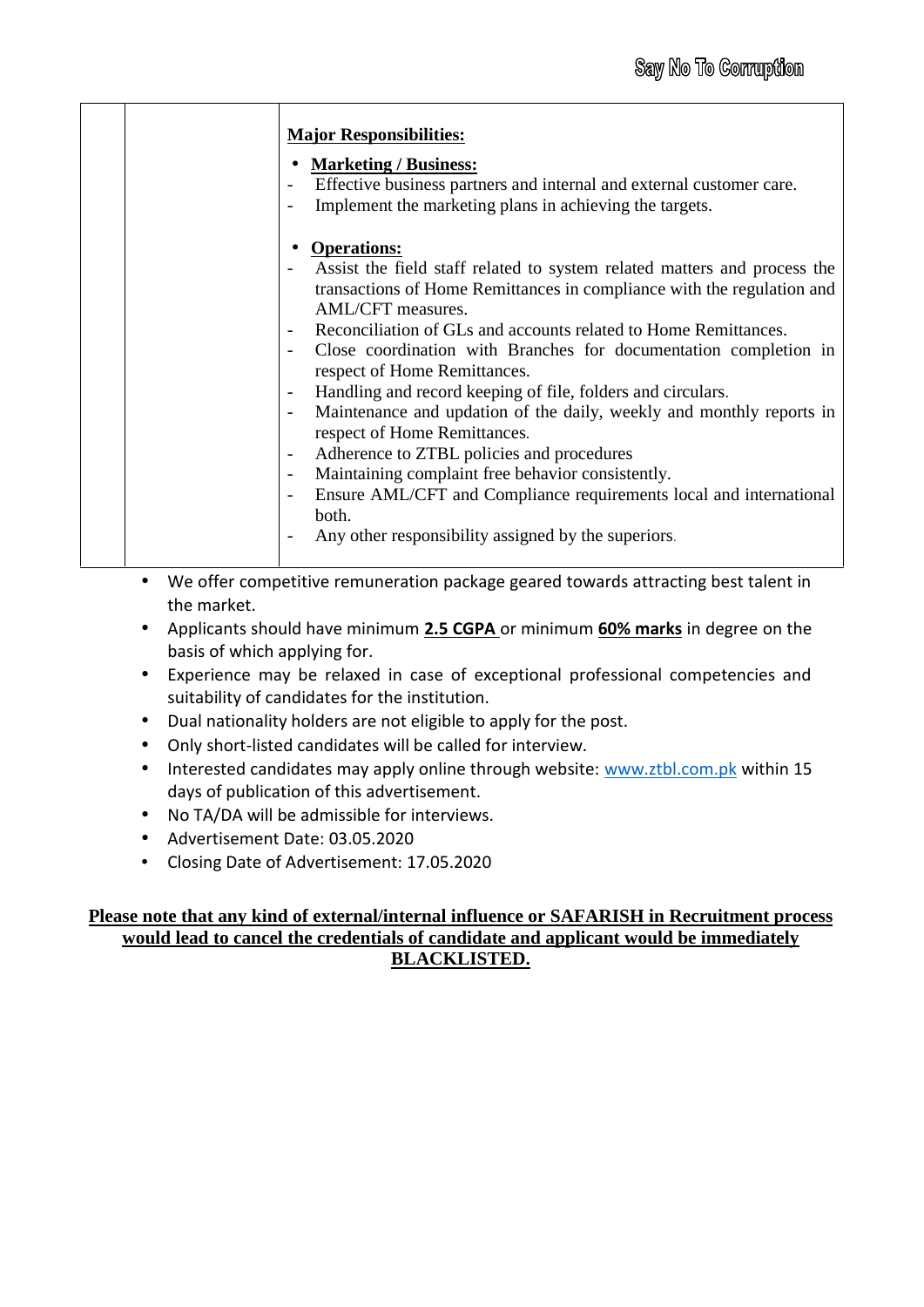Say No To Corruption

| | | |
|---|---|---|
| | | **Major Responsibilities:**<br><br>• **Marketing / Business:**<br>- Effective business partners and internal and external customer care.<br>- Implement the marketing plans in achieving the targets.<br><br>• **Operations:**<br>- Assist the field staff related to system related matters and process the transactions of Home Remittances in compliance with the regulation and AML/CFT measures.<br>- Reconciliation of GLs and accounts related to Home Remittances.<br>- Close coordination with Branches for documentation completion in respect of Home Remittances.<br>- Handling and record keeping of file, folders and circulars.<br>- Maintenance and updation of the daily, weekly and monthly reports in respect of Home Remittances.<br>- Adherence to ZTBL policies and procedures<br>- Maintaining complaint free behavior consistently.<br>- Ensure AML/CFT and Compliance requirements local and international both.<br>- Any other responsibility assigned by the superiors. |

- We offer competitive remuneration package geared towards attracting best talent in the market.
- Applicants should have minimum **2.5 CGPA** or minimum **60% marks** in degree on the basis of which applying for.
- Experience may be relaxed in case of exceptional professional competencies and suitability of candidates for the institution.
- Dual nationality holders are not eligible to apply for the post.
- Only short-listed candidates will be called for interview.
- Interested candidates may apply online through website: www.ztbl.com.pk within 15 days of publication of this advertisement.
- No TA/DA will be admissible for interviews.
- Advertisement Date: 03.05.2020
- Closing Date of Advertisement: 17.05.2020

**Please note that any kind of external/internal influence or SAFARISH in Recruitment process would lead to cancel the credentials of candidate and applicant would be immediately BLACKLISTED.**